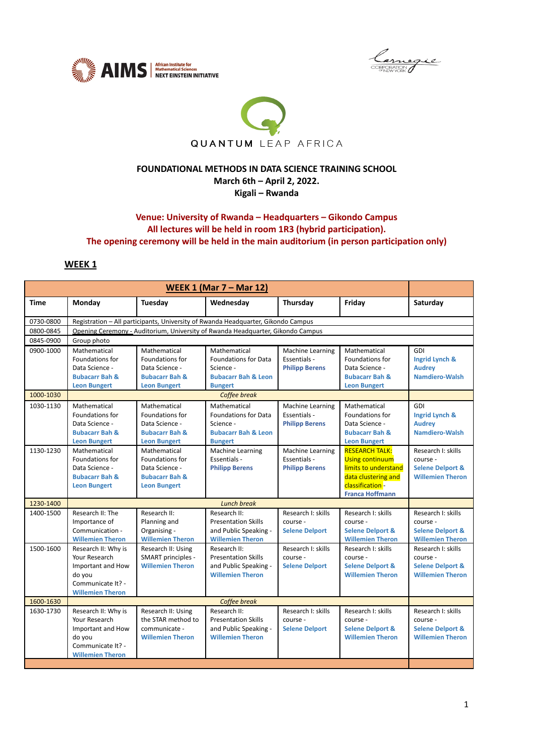**FOUNDATIONAL METHODS IN DATA SCIENCE TRAINING SCHOOL**
**March 6th – April 2, 2022.**
**Kigali – Rwanda**

**Venue: University of Rwanda – Headquarters – Gikondo Campus**
**All lectures will be held in room 1R3 (hybrid participation).**
**The opening ceremony will be held in the main auditorium (in person participation only)**

## WEEK 1

| WEEK 1 (Mar 7 – Mar 12) | | | | | | |
|---|---|---|---|---|---|---|
| **Time** | **Monday** | **Tuesday** | **Wednesday** | **Thursday** | **Friday** | **Saturday** |
| 0730-0800 | Registration – All participants, University of Rwanda Headquarter, Gikondo Campus | | | | | |
| 0800-0845 | Opening Ceremony - Auditorium, University of Rwanda Headquarter, Gikondo Campus | | | | | |
| 0845-0900 | Group photo | | | | | |
| 0900-1000 | Mathematical Foundations for Data Science - **Bubacarr Bah & Leon Bungert** | Mathematical Foundations for Data Science - **Bubacarr Bah & Leon Bungert** | Mathematical Foundations for Data Science - **Bubacarr Bah & Leon Bungert** | Machine Learning Essentials - **Philipp Berens** | Mathematical Foundations for Data Science - **Bubacarr Bah & Leon Bungert** | GDI **Ingrid Lynch & Audrey Namdiero-Walsh** |
| 1000-1030 | *Coffee break* | | | | | |
| 1030-1130 | Mathematical Foundations for Data Science - **Bubacarr Bah & Leon Bungert** | Mathematical Foundations for Data Science - **Bubacarr Bah & Leon Bungert** | Mathematical Foundations for Data Science - **Bubacarr Bah & Leon Bungert** | Machine Learning Essentials - **Philipp Berens** | Mathematical Foundations for Data Science - **Bubacarr Bah & Leon Bungert** | GDI **Ingrid Lynch & Audrey Namdiero-Walsh** |
| 1130-1230 | Mathematical Foundations for Data Science - **Bubacarr Bah & Leon Bungert** | Mathematical Foundations for Data Science - **Bubacarr Bah & Leon Bungert** | Machine Learning Essentials - **Philipp Berens** | Machine Learning Essentials - **Philipp Berens** | RESEARCH TALK: Using continuum limits to understand data clustering and classification - **Franca Hoffmann** | Research I: skills course - **Selene Delport & Willemien Theron** |
| 1230-1400 | *Lunch break* | | | | | |
| 1400-1500 | Research II: The Importance of Communication - **Willemien Theron** | Research II: Planning and Organising - **Willemien Theron** | Research II: Presentation Skills and Public Speaking - **Willemien Theron** | Research I: skills course - **Selene Delport** | Research I: skills course - **Selene Delport & Willemien Theron** | Research I: skills course - **Selene Delport & Willemien Theron** |
| 1500-1600 | Research II: Why is Your Research Important and How do you Communicate It? - **Willemien Theron** | Research II: Using SMART principles - **Willemien Theron** | Research II: Presentation Skills and Public Speaking - **Willemien Theron** | Research I: skills course - **Selene Delport** | Research I: skills course - **Selene Delport & Willemien Theron** | Research I: skills course - **Selene Delport & Willemien Theron** |
| 1600-1630 | *Coffee break* | | | | | |
| 1630-1730 | Research II: Why is Your Research Important and How do you Communicate It? - **Willemien Theron** | Research II: Using the STAR method to communicate - **Willemien Theron** | Research II: Presentation Skills and Public Speaking - **Willemien Theron** | Research I: skills course - **Selene Delport** | Research I: skills course - **Selene Delport & Willemien Theron** | Research I: skills course - **Selene Delport & Willemien Theron** |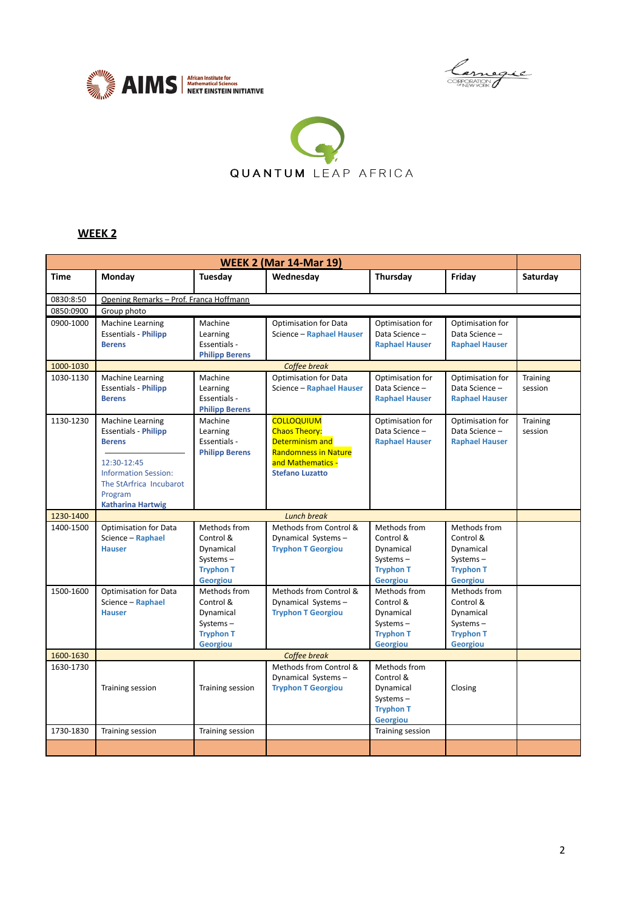AIMS | African Institute for Mathematical Sciences NEXT EINSTEIN INITIATIVE

Carnegie CORPORATION OF NEW YORK

QUANTUM LEAP AFRICA

## WEEK 2

| WEEK 2 (Mar 14-Mar 19) | | | | | | |
|---|---|---|---|---|---|---|
| **Time** | **Monday** | **Tuesday** | **Wednesday** | **Thursday** | **Friday** | **Saturday** |
| 0830:8:50 | Opening Remarks – Prof. Franca Hoffmann | | | | | |
| 0850:0900 | Group photo | | | | | |
| 0900-1000 | Machine Learning Essentials - **Philipp Berens** | Machine Learning Essentials - **Philipp Berens** | Optimisation for Data Science – **Raphael Hauser** | Optimisation for Data Science – **Raphael Hauser** | Optimisation for Data Science – **Raphael Hauser** | |
| 1000-1030 | *Coffee break* | | | | | |
| 1030-1130 | Machine Learning Essentials - **Philipp Berens** | Machine Learning Essentials - **Philipp Berens** | Optimisation for Data Science – **Raphael Hauser** | Optimisation for Data Science – **Raphael Hauser** | Optimisation for Data Science – **Raphael Hauser** | Training session |
| 1130-1230 | Machine Learning Essentials - **Philipp Berens**<br><br>12:30-12:45 Information Session: The StArfrica Incubarot Program **Katharina Hartwig** | Machine Learning Essentials - **Philipp Berens** | COLLOQUIUM Chaos Theory: Determinism and Randomness in Nature and Mathematics - **Stefano Luzatto** | Optimisation for Data Science – **Raphael Hauser** | Optimisation for Data Science – **Raphael Hauser** | Training session |
| 1230-1400 | *Lunch break* | | | | | |
| 1400-1500 | Optimisation for Data Science – **Raphael Hauser** | Methods from Control & Dynamical Systems – **Tryphon T Georgiou** | Methods from Control & Dynamical Systems – **Tryphon T Georgiou** | Methods from Control & Dynamical Systems – **Tryphon T Georgiou** | Methods from Control & Dynamical Systems – **Tryphon T Georgiou** | |
| 1500-1600 | Optimisation for Data Science – **Raphael Hauser** | Methods from Control & Dynamical Systems – **Tryphon T Georgiou** | Methods from Control & Dynamical Systems – **Tryphon T Georgiou** | Methods from Control & Dynamical Systems – **Tryphon T Georgiou** | Methods from Control & Dynamical Systems – **Tryphon T Georgiou** | |
| 1600-1630 | *Coffee break* | | | | | |
| 1630-1730 | Training session | Training session | Methods from Control & Dynamical Systems – **Tryphon T Georgiou** | Methods from Control & Dynamical Systems – **Tryphon T Georgiou** | Closing | |
| 1730-1830 | Training session | Training session | | Training session | | |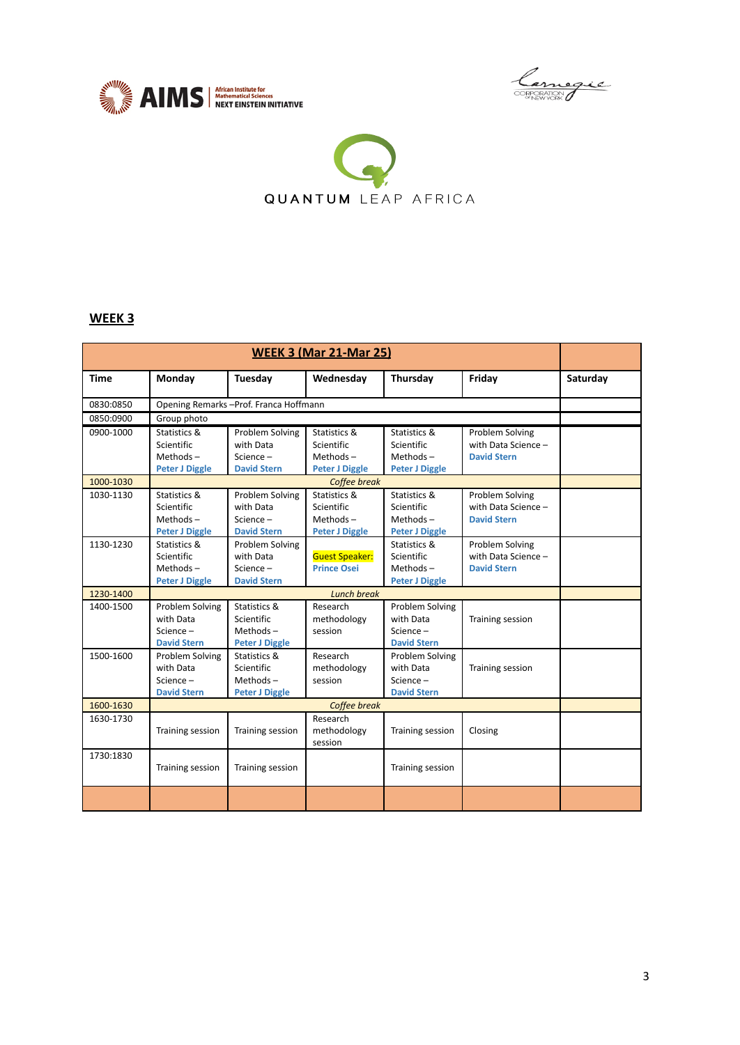## WEEK 3

| WEEK 3 (Mar 21-Mar 25) | | | | | | |
|---|---|---|---|---|---|---|
| **Time** | **Monday** | **Tuesday** | **Wednesday** | **Thursday** | **Friday** | **Saturday** |
| 0830:0850 | Opening Remarks –Prof. Franca Hoffmann | | | | | |
| 0850:0900 | Group photo | | | | | |
| 0900-1000 | Statistics & Scientific Methods – **Peter J Diggle** | Problem Solving with Data Science – **David Stern** | Statistics & Scientific Methods – **Peter J Diggle** | Statistics & Scientific Methods – **Peter J Diggle** | Problem Solving with Data Science – **David Stern** | |
| 1000-1030 | *Coffee break* | | | | | |
| 1030-1130 | Statistics & Scientific Methods – **Peter J Diggle** | Problem Solving with Data Science – **David Stern** | Statistics & Scientific Methods – **Peter J Diggle** | Statistics & Scientific Methods – **Peter J Diggle** | Problem Solving with Data Science – **David Stern** | |
| 1130-1230 | Statistics & Scientific Methods – **Peter J Diggle** | Problem Solving with Data Science – **David Stern** | Guest Speaker: **Prince Osei** | Statistics & Scientific Methods – **Peter J Diggle** | Problem Solving with Data Science – **David Stern** | |
| 1230-1400 | *Lunch break* | | | | | |
| 1400-1500 | Problem Solving with Data Science – **David Stern** | Statistics & Scientific Methods – **Peter J Diggle** | Research methodology session | Problem Solving with Data Science – **David Stern** | Training session | |
| 1500-1600 | Problem Solving with Data Science – **David Stern** | Statistics & Scientific Methods – **Peter J Diggle** | Research methodology session | Problem Solving with Data Science – **David Stern** | Training session | |
| 1600-1630 | *Coffee break* | | | | | |
| 1630-1730 | Training session | Training session | Research methodology session | Training session | Closing | |
| 1730:1830 | Training session | Training session | | Training session | | |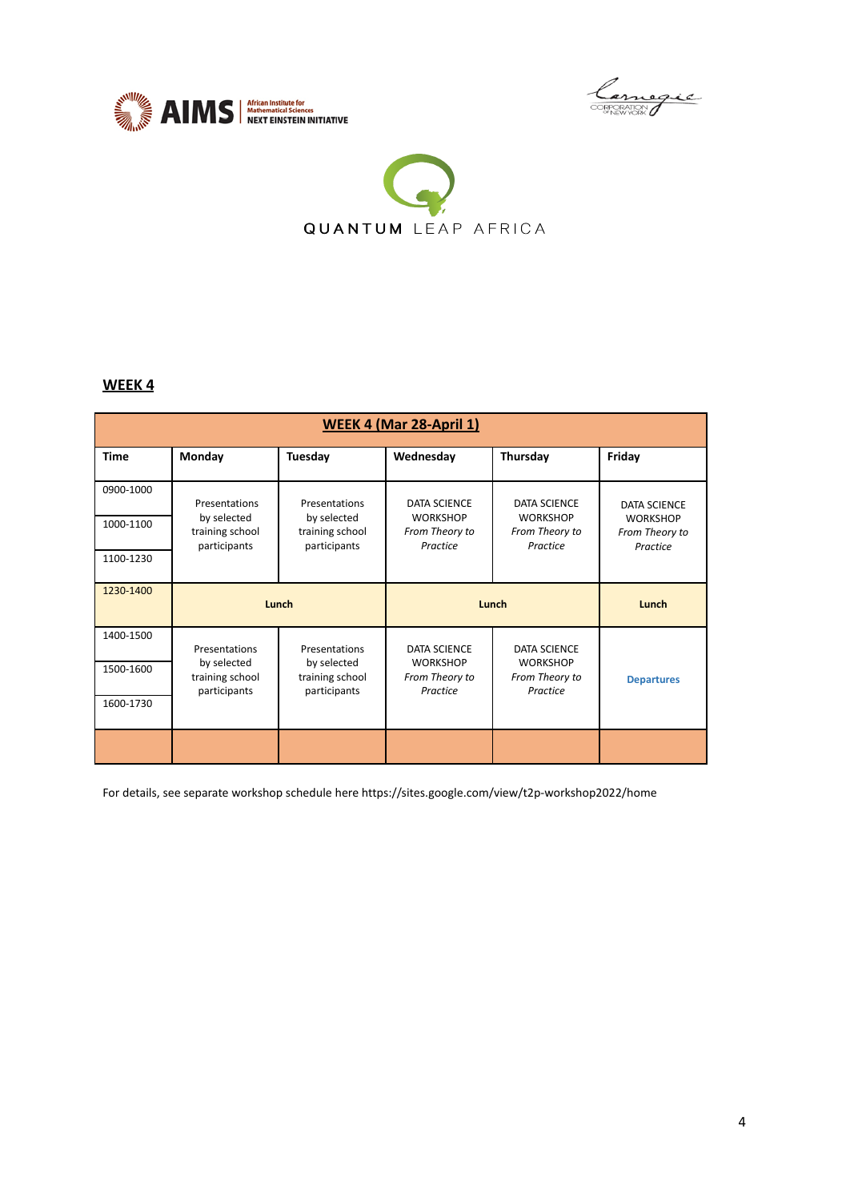QUANTUM LEAP AFRICA

## WEEK 4

| WEEK 4 (Mar 28-April 1) | | | | | |
|---|---|---|---|---|---|
| **Time** | **Monday** | **Tuesday** | **Wednesday** | **Thursday** | **Friday** |
| 0900-1000 | Presentations by selected training school participants | Presentations by selected training school participants | DATA SCIENCE WORKSHOP *From Theory to Practice* | DATA SCIENCE WORKSHOP *From Theory to Practice* | DATA SCIENCE WORKSHOP *From Theory to Practice* |
| 1000-1100 | | | | | |
| 1100-1230 | | | | | |
| 1230-1400 | **Lunch** | | **Lunch** | | **Lunch** |
| 1400-1500 | Presentations by selected training school participants | Presentations by selected training school participants | DATA SCIENCE WORKSHOP *From Theory to Practice* | DATA SCIENCE WORKSHOP *From Theory to Practice* | **Departures** |
| 1500-1600 | | | | | |
| 1600-1730 | | | | | |

For details, see separate workshop schedule here https://sites.google.com/view/t2p-workshop2022/home